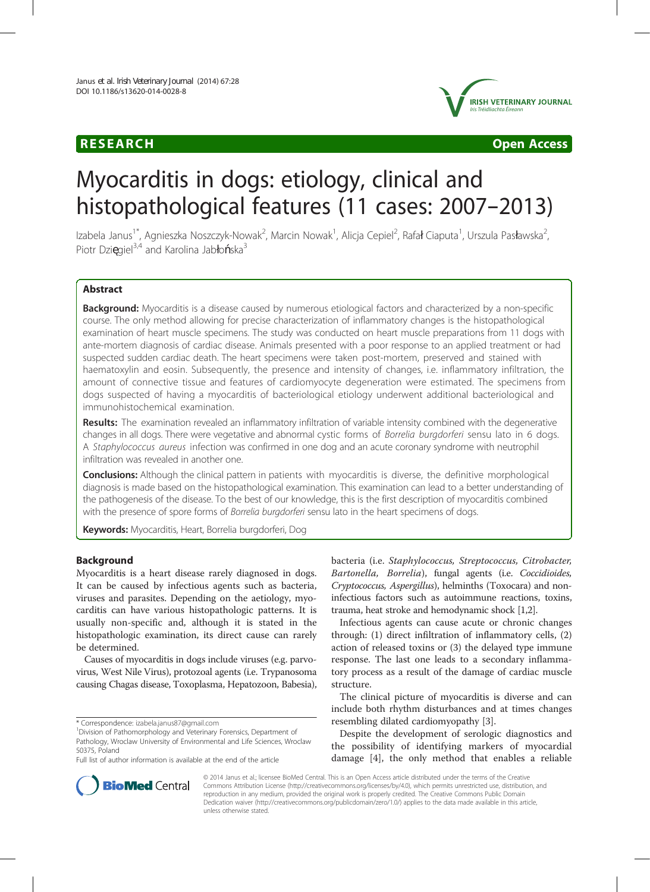RESEARCH Open Access

# Myocarditis in dogs: etiology, clinical and histopathological features (11 cases: 2007–2013)

Izabela Janus[1*], Agnieszka Noszczyk-Nowak[2], Marcin Nowak[1], Alicja Cepiel[2], Rafał Ciaputa[1], Urszula Pasławska[2], Piotr Dzięgiel[3,4] and Karolina Jabłońska[3]

## Abstract

**Background:** Myocarditis is a disease caused by numerous etiological factors and characterized by a non-specific course. The only method allowing for precise characterization of inflammatory changes is the histopathological examination of heart muscle specimens. The study was conducted on heart muscle preparations from 11 dogs with ante-mortem diagnosis of cardiac disease. Animals presented with a poor response to an applied treatment or had suspected sudden cardiac death. The heart specimens were taken post-mortem, preserved and stained with haematoxylin and eosin. Subsequently, the presence and intensity of changes, i.e. inflammatory infiltration, the amount of connective tissue and features of cardiomyocyte degeneration were estimated. The specimens from dogs suspected of having a myocarditis of bacteriological etiology underwent additional bacteriological and immunohistochemical examination.

**Results:** The examination revealed an inflammatory infiltration of variable intensity combined with the degenerative changes in all dogs. There were vegetative and abnormal cystic forms of *Borrelia burgdorferi* sensu lato in 6 dogs. A *Staphylococcus aureus* infection was confirmed in one dog and an acute coronary syndrome with neutrophil infiltration was revealed in another one.

**Conclusions:** Although the clinical pattern in patients with myocarditis is diverse, the definitive morphological diagnosis is made based on the histopathological examination. This examination can lead to a better understanding of the pathogenesis of the disease. To the best of our knowledge, this is the first description of myocarditis combined with the presence of spore forms of *Borrelia burgdorferi* sensu lato in the heart specimens of dogs.

**Keywords:** Myocarditis, Heart, Borrelia burgdorferi, Dog

## Background

Myocarditis is a heart disease rarely diagnosed in dogs. It can be caused by infectious agents such as bacteria, viruses and parasites. Depending on the aetiology, myocarditis can have various histopathologic patterns. It is usually non-specific and, although it is stated in the histopathologic examination, its direct cause can rarely be determined.

Causes of myocarditis in dogs include viruses (e.g. parvovirus, West Nile Virus), protozoal agents (i.e. Trypanosoma causing Chagas disease, Toxoplasma, Hepatozoon, Babesia), bacteria (i.e. *Staphylococcus, Streptococcus, Citrobacter, Bartonella, Borrelia*), fungal agents (i.e. *Coccidioides, Cryptococcus, Aspergillus*), helminths (Toxocara) and non-infectious factors such as autoimmune reactions, toxins, trauma, heat stroke and hemodynamic shock [1,2].

Infectious agents can cause acute or chronic changes through: (1) direct infiltration of inflammatory cells, (2) action of released toxins or (3) the delayed type immune response. The last one leads to a secondary inflammatory process as a result of the damage of cardiac muscle structure.

The clinical picture of myocarditis is diverse and can include both rhythm disturbances and at times changes resembling dilated cardiomyopathy [3].

Despite the development of serologic diagnostics and the possibility of identifying markers of myocardial damage [4], the only method that enables a reliable

* Correspondence: izabela.janus87@gmail.com
[1]Division of Pathomorphology and Veterinary Forensics, Department of Pathology, Wroclaw University of Environmental and Life Sciences, Wroclaw 50375, Poland
Full list of author information is available at the end of the article

© 2014 Janus et al.; licensee BioMed Central. This is an Open Access article distributed under the terms of the Creative Commons Attribution License (http://creativecommons.org/licenses/by/4.0), which permits unrestricted use, distribution, and reproduction in any medium, provided the original work is properly credited. The Creative Commons Public Domain Dedication waiver (http://creativecommons.org/publicdomain/zero/1.0/) applies to the data made available in this article, unless otherwise stated.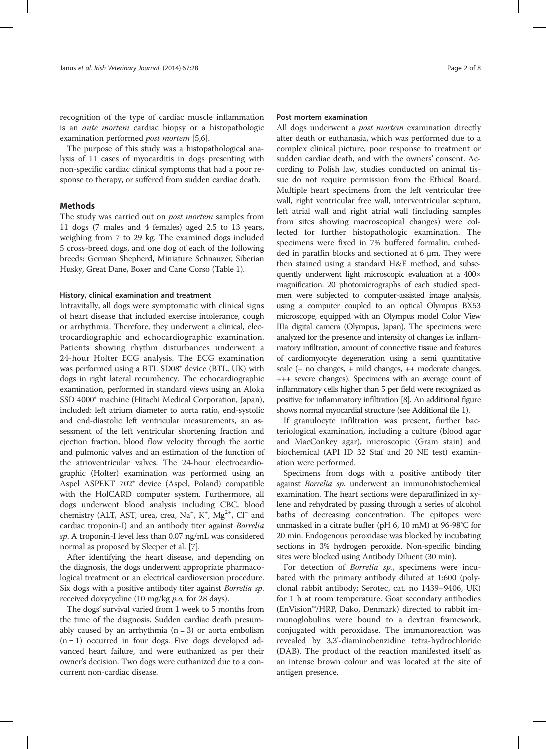recognition of the type of cardiac muscle inflammation is an *ante mortem* cardiac biopsy or a histopathologic examination performed *post mortem* [5,6].

The purpose of this study was a histopathological analysis of 11 cases of myocarditis in dogs presenting with non-specific cardiac clinical symptoms that had a poor response to therapy, or suffered from sudden cardiac death.

## Methods

The study was carried out on *post mortem* samples from 11 dogs (7 males and 4 females) aged 2.5 to 13 years, weighing from 7 to 29 kg. The examined dogs included 5 cross-breed dogs, and one dog of each of the following breeds: German Shepherd, Miniature Schnauzer, Siberian Husky, Great Dane, Boxer and Cane Corso (Table 1).

### History, clinical examination and treatment

Intravitally, all dogs were symptomatic with clinical signs of heart disease that included exercise intolerance, cough or arrhythmia. Therefore, they underwent a clinical, electrocardiographic and echocardiographic examination. Patients showing rhythm disturbances underwent a 24-hour Holter ECG analysis. The ECG examination was performed using a BTL SD08® device (BTL, UK) with dogs in right lateral recumbency. The echocardiographic examination, performed in standard views using an Aloka SSD 4000® machine (Hitachi Medical Corporation, Japan), included: left atrium diameter to aorta ratio, end-systolic and end-diastolic left ventricular measurements, an assessment of the left ventricular shortening fraction and ejection fraction, blood flow velocity through the aortic and pulmonic valves and an estimation of the function of the atrioventricular valves. The 24-hour electrocardiographic (Holter) examination was performed using an Aspel ASPEKT 702® device (Aspel, Poland) compatible with the HolCARD computer system. Furthermore, all dogs underwent blood analysis including CBC, blood chemistry (ALT, AST, urea, crea, $Na^{+}$, $K^{+}$, $Mg^{2+}$, $Cl^{-}$ and cardiac troponin-I) and an antibody titer against *Borrelia sp*. A troponin-I level less than 0.07 ng/mL was considered normal as proposed by Sleeper et al. [7].

After identifying the heart disease, and depending on the diagnosis, the dogs underwent appropriate pharmacological treatment or an electrical cardioversion procedure. Six dogs with a positive antibody titer against *Borrelia sp.* received doxycycline (10 mg/kg *p.o.* for 28 days).

The dogs' survival varied from 1 week to 5 months from the time of the diagnosis. Sudden cardiac death presumably caused by an arrhythmia (n = 3) or aorta embolism (n = 1) occurred in four dogs. Five dogs developed advanced heart failure, and were euthanized as per their owner's decision. Two dogs were euthanized due to a concurrent non-cardiac disease.

### Post mortem examination

All dogs underwent a *post mortem* examination directly after death or euthanasia, which was performed due to a complex clinical picture, poor response to treatment or sudden cardiac death, and with the owners' consent. According to Polish law, studies conducted on animal tissue do not require permission from the Ethical Board. Multiple heart specimens from the left ventricular free wall, right ventricular free wall, interventricular septum, left atrial wall and right atrial wall (including samples from sites showing macroscopical changes) were collected for further histopathologic examination. The specimens were fixed in 7% buffered formalin, embedded in paraffin blocks and sectioned at 6 μm. They were then stained using a standard H&E method, and subsequently underwent light microscopic evaluation at a 400× magnification. 20 photomicrographs of each studied specimen were subjected to computer-assisted image analysis, using a computer coupled to an optical Olympus BX53 microscope, equipped with an Olympus model Color View IIIa digital camera (Olympus, Japan). The specimens were analyzed for the presence and intensity of changes i.e. inflammatory infiltration, amount of connective tissue and features of cardiomyocyte degeneration using a semi quantitative scale (− no changes, + mild changes, ++ moderate changes, +++ severe changes). Specimens with an average count of inflammatory cells higher than 5 per field were recognized as positive for inflammatory infiltration [8]. An additional figure shows normal myocardial structure (see Additional file 1).

If granulocyte infiltration was present, further bacteriological examination, including a culture (blood agar and MacConkey agar), microscopic (Gram stain) and biochemical (API ID 32 Staf and 20 NE test) examination were performed.

Specimens from dogs with a positive antibody titer against *Borrelia sp.* underwent an immunohistochemical examination. The heart sections were deparaffinized in xylene and rehydrated by passing through a series of alcohol baths of decreasing concentration. The epitopes were unmasked in a citrate buffer (pH 6, 10 mM) at 96-98°C for 20 min. Endogenous peroxidase was blocked by incubating sections in 3% hydrogen peroxide. Non-specific binding sites were blocked using Antibody Diluent (30 min).

For detection of *Borrelia sp.*, specimens were incubated with the primary antibody diluted at 1:600 (polyclonal rabbit antibody; Serotec, cat. no 1439–9406, UK) for 1 h at room temperature. Goat secondary antibodies (EnVision™/HRP, Dako, Denmark) directed to rabbit immunoglobulins were bound to a dextran framework, conjugated with peroxidase. The immunoreaction was revealed by 3,3'-diaminobenzidine tetra-hydrochloride (DAB). The product of the reaction manifested itself as an intense brown colour and was located at the site of antigen presence.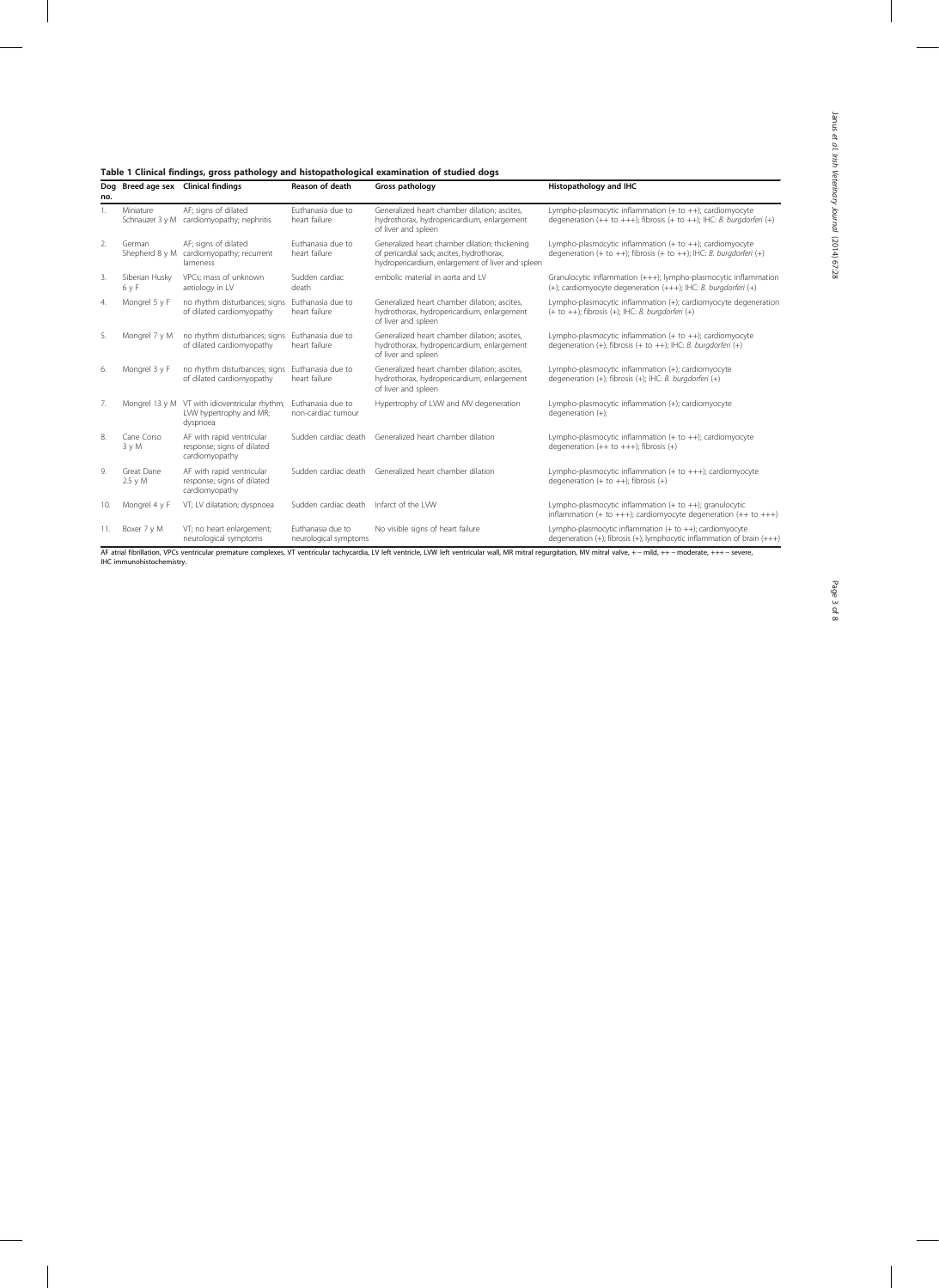**Table 1 Clinical findings, gross pathology and histopathological examination of studied dogs**

| Dog no. | Breed age sex | Clinical findings | Reason of death | Gross pathology | Histopathology and IHC |
|---|---|---|---|---|---|
| 1. | Miniature Schnauzer 3 y M | AF; signs of dilated cardiomyopathy; nephritis | Euthanasia due to heart failure | Generalized heart chamber dilation; ascites, hydrothorax, hydropericardium, enlargement of liver and spleen | Lympho-plasmocytic inflammation (+ to ++); cardiomyocyte degeneration (++ to +++); fibrosis (+ to ++); IHC: *B. burgdorferi* (+) |
| 2. | German Shepherd 8 y M | AF; signs of dilated cardiomyopathy; recurrent lameness | Euthanasia due to heart failure | Generalized heart chamber dilation; thickening of pericardial sack; ascites, hydrothorax, hydropericardium, enlargement of liver and spleen | Lympho-plasmocytic inflammation (+ to ++); cardiomyocyte degeneration (+ to ++); fibrosis (+ to ++); IHC: *B. burgdorferi* (+) |
| 3. | Siberian Husky 6 y F | VPCs; mass of unknown aetiology in LV | Sudden cardiac death | embolic material in aorta and LV | Granulocytic inflammation (+++); lympho-plasmocytic inflammation (+); cardiomyocyte degeneration (+++); IHC: *B. burgdorferi* (+) |
| 4. | Mongrel 5 y F | no rhythm disturbances; signs of dilated cardiomyopathy | Euthanasia due to heart failure | Generalized heart chamber dilation; ascites, hydrothorax, hydropericardium, enlargement of liver and spleen | Lympho-plasmocytic inflammation (+); cardiomyocyte degeneration (+ to ++); fibrosis (+); IHC: *B. burgdorferi* (+) |
| 5. | Mongrel 7 y M | no rhythm disturbances; signs of dilated cardiomyopathy | Euthanasia due to heart failure | Generalized heart chamber dilation; ascites, hydrothorax, hydropericardium, enlargement of liver and spleen | Lympho-plasmocytic inflammation (+ to ++); cardiomyocyte degeneration (+); fibrosis (+ to ++); IHC: *B. burgdorferi* (+) |
| 6. | Mongrel 3 y F | no rhythm disturbances; signs of dilated cardiomyopathy | Euthanasia due to heart failure | Generalized heart chamber dilation; ascites, hydrothorax, hydropericardium, enlargement of liver and spleen | Lympho-plasmocytic inflammation (+); cardiomyocyte degeneration (+); fibrosis (+); IHC: *B. burgdorferi* (+) |
| 7. | Mongrel 13 y M | VT with idioventricular rhythm; LVW hypertrophy and MR; dyspnoea | Euthanasia due to non-cardiac tumour | Hypertrophy of LVW and MV degeneration | Lympho-plasmocytic inflammation (+); cardiomyocyte degeneration (+); |
| 8. | Cane Corso 3 y M | AF with rapid ventricular response; signs of dilated cardiomyopathy | Sudden cardiac death | Generalized heart chamber dilation | Lympho-plasmocytic inflammation (+ to ++); cardiomyocyte degeneration (++ to +++); fibrosis (+) |
| 9. | Great Dane 2.5 y M | AF with rapid ventricular response; signs of dilated cardiomyopathy | Sudden cardiac death | Generalized heart chamber dilation | Lympho-plasmocytic inflammation (+ to +++); cardiomyocyte degeneration (+ to ++); fibrosis (+) |
| 10. | Mongrel 4 y F | VT; LV dilatation; dyspnoea | Sudden cardiac death | Infarct of the LVW | Lympho-plasmocytic inflammation (+ to ++); granulocytic inflammation (+ to +++); cardiomyocyte degeneration (++ to +++) |
| 11. | Boxer 7 y M | VT; no heart enlargement; neurological symptoms | Euthanasia due to neurological symptoms | No visible signs of heart failure | Lympho-plasmocytic inflammation (+ to ++); cardiomyocyte degeneration (+); fibrosis (+); lymphocytic inflammation of brain (+++) |

AF atrial fibrillation, VPCs ventricular premature complexes, VT ventricular tachycardia, LV left ventricle, LVW left ventricular wall, MR mitral regurgitation, MV mitral valve, + – mild, ++ – moderate, +++ – severe, IHC immunohistochemistry.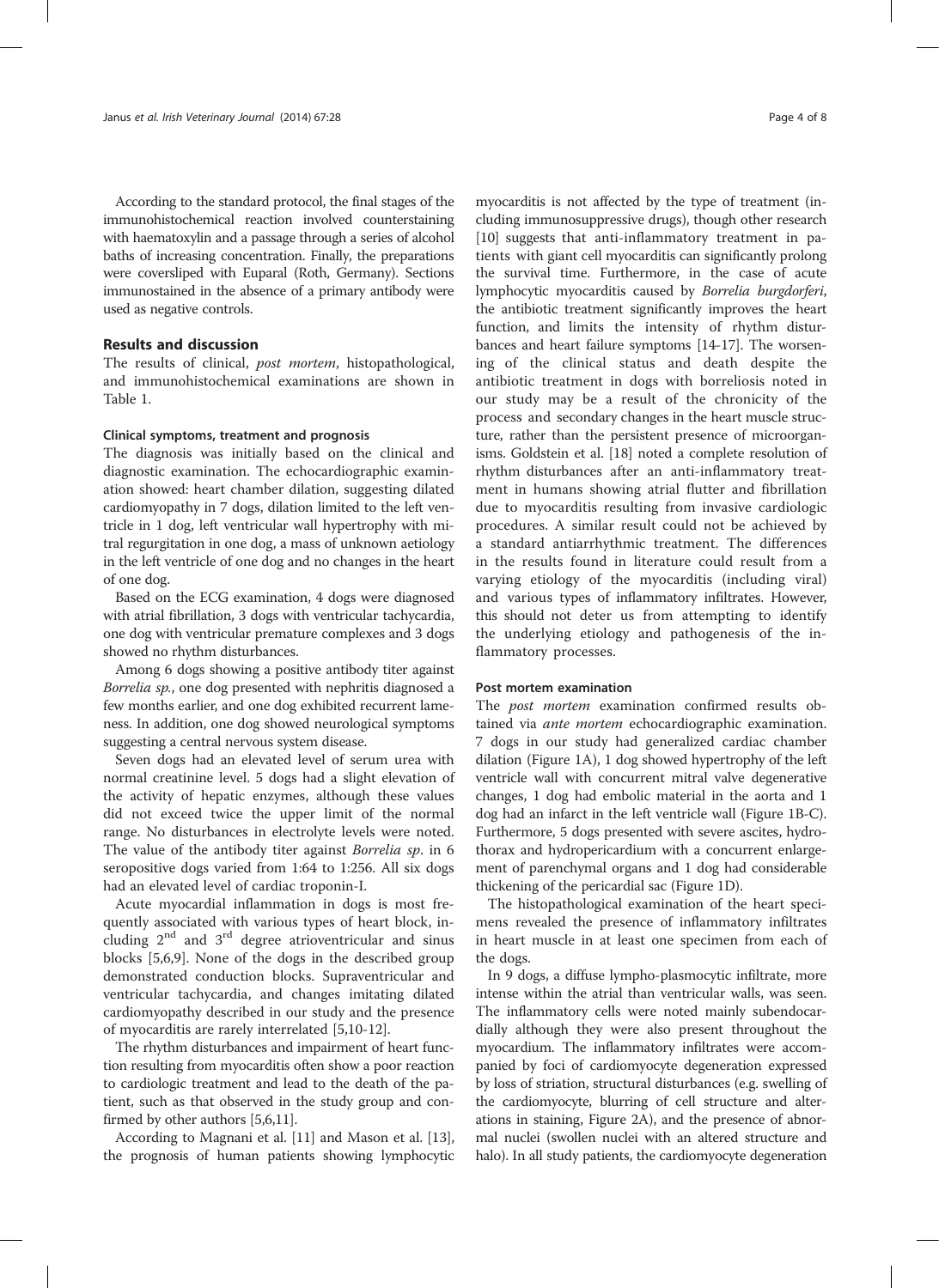According to the standard protocol, the final stages of the immunohistochemical reaction involved counterstaining with haematoxylin and a passage through a series of alcohol baths of increasing concentration. Finally, the preparations were coversliped with Euparal (Roth, Germany). Sections immunostained in the absence of a primary antibody were used as negative controls.

## Results and discussion

The results of clinical, *post mortem*, histopathological, and immunohistochemical examinations are shown in Table 1.

### Clinical symptoms, treatment and prognosis

The diagnosis was initially based on the clinical and diagnostic examination. The echocardiographic examination showed: heart chamber dilation, suggesting dilated cardiomyopathy in 7 dogs, dilation limited to the left ventricle in 1 dog, left ventricular wall hypertrophy with mitral regurgitation in one dog, a mass of unknown aetiology in the left ventricle of one dog and no changes in the heart of one dog.

Based on the ECG examination, 4 dogs were diagnosed with atrial fibrillation, 3 dogs with ventricular tachycardia, one dog with ventricular premature complexes and 3 dogs showed no rhythm disturbances.

Among 6 dogs showing a positive antibody titer against *Borrelia sp.*, one dog presented with nephritis diagnosed a few months earlier, and one dog exhibited recurrent lameness. In addition, one dog showed neurological symptoms suggesting a central nervous system disease.

Seven dogs had an elevated level of serum urea with normal creatinine level. 5 dogs had a slight elevation of the activity of hepatic enzymes, although these values did not exceed twice the upper limit of the normal range. No disturbances in electrolyte levels were noted. The value of the antibody titer against *Borrelia sp*. in 6 seropositive dogs varied from 1:64 to 1:256. All six dogs had an elevated level of cardiac troponin-I.

Acute myocardial inflammation in dogs is most frequently associated with various types of heart block, including 2nd and 3rd degree atrioventricular and sinus blocks [5,6,9]. None of the dogs in the described group demonstrated conduction blocks. Supraventricular and ventricular tachycardia, and changes imitating dilated cardiomyopathy described in our study and the presence of myocarditis are rarely interrelated [5,10-12].

The rhythm disturbances and impairment of heart function resulting from myocarditis often show a poor reaction to cardiologic treatment and lead to the death of the patient, such as that observed in the study group and confirmed by other authors [5,6,11].

According to Magnani et al. [11] and Mason et al. [13], the prognosis of human patients showing lymphocytic myocarditis is not affected by the type of treatment (including immunosuppressive drugs), though other research [10] suggests that anti-inflammatory treatment in patients with giant cell myocarditis can significantly prolong the survival time. Furthermore, in the case of acute lymphocytic myocarditis caused by *Borrelia burgdorferi*, the antibiotic treatment significantly improves the heart function, and limits the intensity of rhythm disturbances and heart failure symptoms [14-17]. The worsening of the clinical status and death despite the antibiotic treatment in dogs with borreliosis noted in our study may be a result of the chronicity of the process and secondary changes in the heart muscle structure, rather than the persistent presence of microorganisms. Goldstein et al. [18] noted a complete resolution of rhythm disturbances after an anti-inflammatory treatment in humans showing atrial flutter and fibrillation due to myocarditis resulting from invasive cardiologic procedures. A similar result could not be achieved by a standard antiarrhythmic treatment. The differences in the results found in literature could result from a varying etiology of the myocarditis (including viral) and various types of inflammatory infiltrates. However, this should not deter us from attempting to identify the underlying etiology and pathogenesis of the inflammatory processes.

### Post mortem examination

The *post mortem* examination confirmed results obtained via *ante mortem* echocardiographic examination. 7 dogs in our study had generalized cardiac chamber dilation (Figure 1A), 1 dog showed hypertrophy of the left ventricle wall with concurrent mitral valve degenerative changes, 1 dog had embolic material in the aorta and 1 dog had an infarct in the left ventricle wall (Figure 1B-C). Furthermore, 5 dogs presented with severe ascites, hydrothorax and hydropericardium with a concurrent enlargement of parenchymal organs and 1 dog had considerable thickening of the pericardial sac (Figure 1D).

The histopathological examination of the heart specimens revealed the presence of inflammatory infiltrates in heart muscle in at least one specimen from each of the dogs.

In 9 dogs, a diffuse lympho-plasmocytic infiltrate, more intense within the atrial than ventricular walls, was seen. The inflammatory cells were noted mainly subendocardially although they were also present throughout the myocardium. The inflammatory infiltrates were accompanied by foci of cardiomyocyte degeneration expressed by loss of striation, structural disturbances (e.g. swelling of the cardiomyocyte, blurring of cell structure and alterations in staining, Figure 2A), and the presence of abnormal nuclei (swollen nuclei with an altered structure and halo). In all study patients, the cardiomyocyte degeneration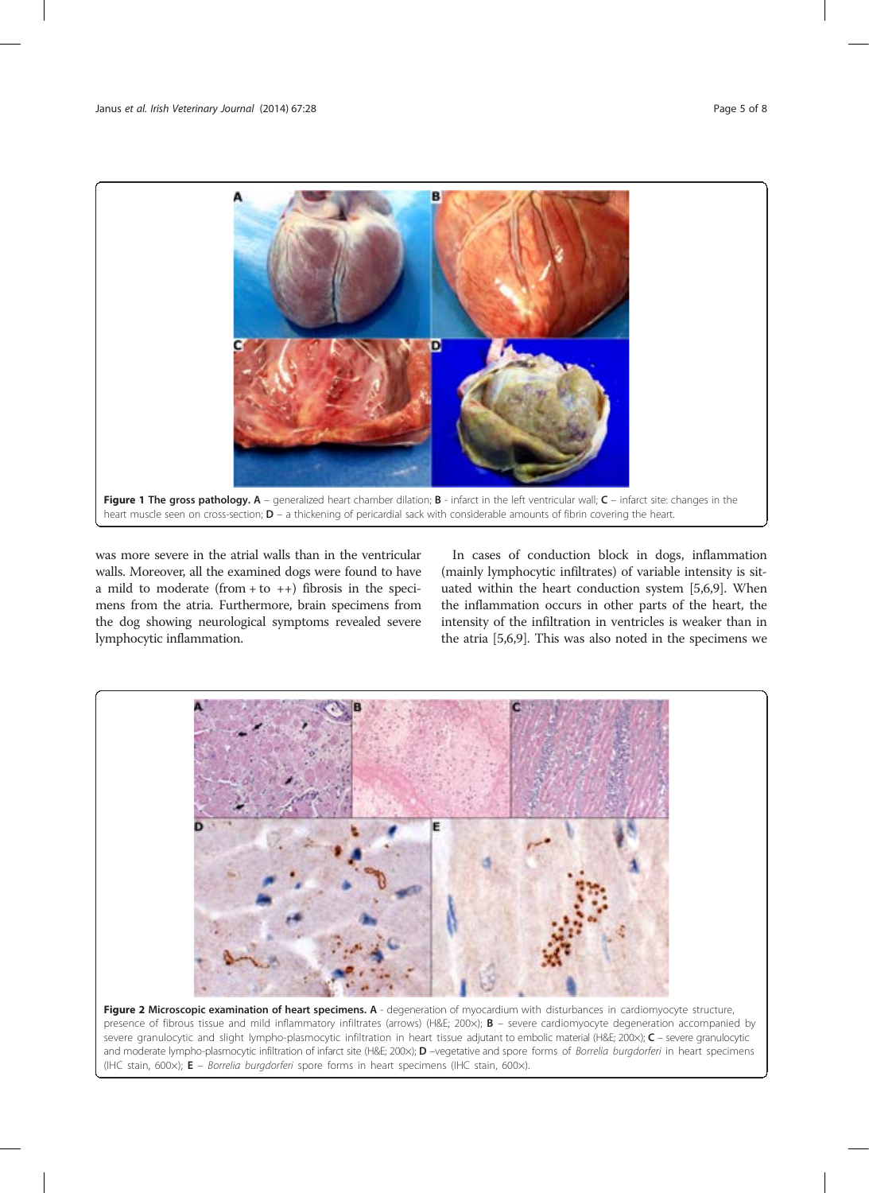**Figure 1 The gross pathology.** **A** – generalized heart chamber dilation; **B** - infarct in the left ventricular wall; **C** – infarct site: changes in the heart muscle seen on cross-section; **D** – a thickening of pericardial sack with considerable amounts of fibrin covering the heart.

was more severe in the atrial walls than in the ventricular walls. Moreover, all the examined dogs were found to have a mild to moderate (from + to ++) fibrosis in the specimens from the atria. Furthermore, brain specimens from the dog showing neurological symptoms revealed severe lymphocytic inflammation.

In cases of conduction block in dogs, inflammation (mainly lymphocytic infiltrates) of variable intensity is situated within the heart conduction system [5,6,9]. When the inflammation occurs in other parts of the heart, the intensity of the infiltration in ventricles is weaker than in the atria [5,6,9]. This was also noted in the specimens we

**Figure 2 Microscopic examination of heart specimens.** **A** - degeneration of myocardium with disturbances in cardiomyocyte structure, presence of fibrous tissue and mild inflammatory infiltrates (arrows) (H&E; 200×); **B** – severe cardiomyocyte degeneration accompanied by severe granulocytic and slight lympho-plasmocytic infiltration in heart tissue adjutant to embolic material (H&E; 200×); **C** – severe granulocytic and moderate lympho-plasmocytic infiltration of infarct site (H&E; 200×); **D** –vegetative and spore forms of *Borrelia burgdorferi* in heart specimens (IHC stain, 600×); **E** – *Borrelia burgdorferi* spore forms in heart specimens (IHC stain, 600×).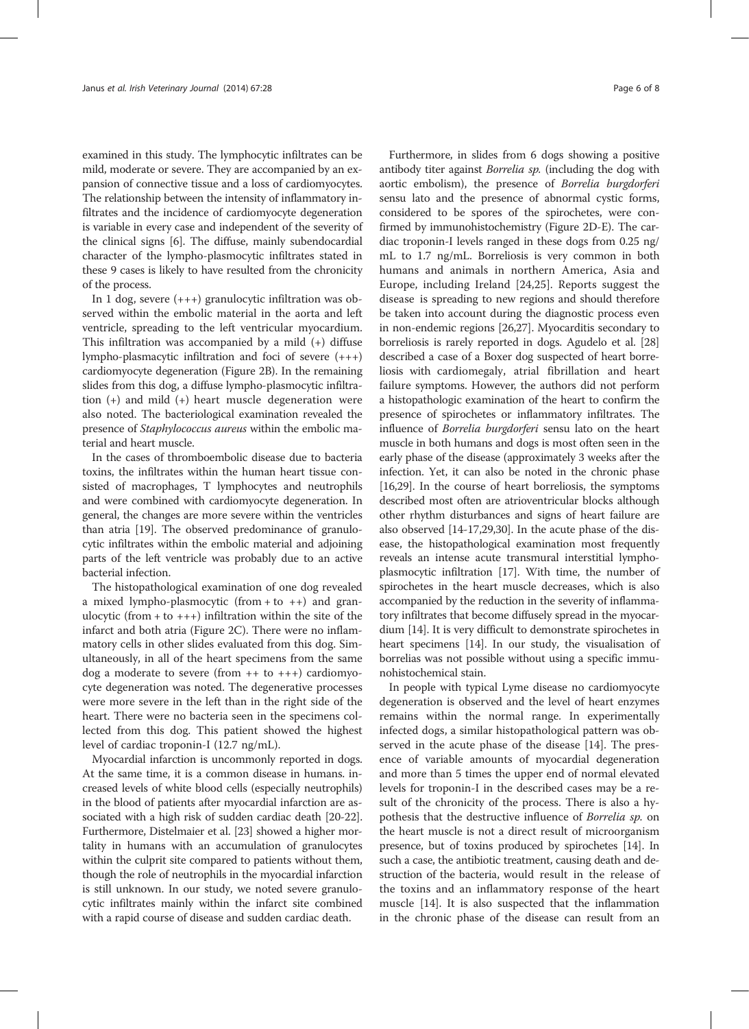examined in this study. The lymphocytic infiltrates can be mild, moderate or severe. They are accompanied by an expansion of connective tissue and a loss of cardiomyocytes. The relationship between the intensity of inflammatory infiltrates and the incidence of cardiomyocyte degeneration is variable in every case and independent of the severity of the clinical signs [6]. The diffuse, mainly subendocardial character of the lympho-plasmocytic infiltrates stated in these 9 cases is likely to have resulted from the chronicity of the process.

In 1 dog, severe (+++) granulocytic infiltration was observed within the embolic material in the aorta and left ventricle, spreading to the left ventricular myocardium. This infiltration was accompanied by a mild (+) diffuse lympho-plasmacytic infiltration and foci of severe (+++) cardiomyocyte degeneration (Figure 2B). In the remaining slides from this dog, a diffuse lympho-plasmocytic infiltration (+) and mild (+) heart muscle degeneration were also noted. The bacteriological examination revealed the presence of *Staphylococcus aureus* within the embolic material and heart muscle.

In the cases of thromboembolic disease due to bacteria toxins, the infiltrates within the human heart tissue consisted of macrophages, T lymphocytes and neutrophils and were combined with cardiomyocyte degeneration. In general, the changes are more severe within the ventricles than atria [19]. The observed predominance of granulocytic infiltrates within the embolic material and adjoining parts of the left ventricle was probably due to an active bacterial infection.

The histopathological examination of one dog revealed a mixed lympho-plasmocytic (from + to ++) and granulocytic (from + to +++) infiltration within the site of the infarct and both atria (Figure 2C). There were no inflammatory cells in other slides evaluated from this dog. Simultaneously, in all of the heart specimens from the same dog a moderate to severe (from ++ to +++) cardiomyocyte degeneration was noted. The degenerative processes were more severe in the left than in the right side of the heart. There were no bacteria seen in the specimens collected from this dog. This patient showed the highest level of cardiac troponin-I (12.7 ng/mL).

Myocardial infarction is uncommonly reported in dogs. At the same time, it is a common disease in humans. increased levels of white blood cells (especially neutrophils) in the blood of patients after myocardial infarction are associated with a high risk of sudden cardiac death [20-22]. Furthermore, Distelmaier et al. [23] showed a higher mortality in humans with an accumulation of granulocytes within the culprit site compared to patients without them, though the role of neutrophils in the myocardial infarction is still unknown. In our study, we noted severe granulocytic infiltrates mainly within the infarct site combined with a rapid course of disease and sudden cardiac death.

Furthermore, in slides from 6 dogs showing a positive antibody titer against *Borrelia sp.* (including the dog with aortic embolism), the presence of *Borrelia burgdorferi* sensu lato and the presence of abnormal cystic forms, considered to be spores of the spirochetes, were confirmed by immunohistochemistry (Figure 2D-E). The cardiac troponin-I levels ranged in these dogs from 0.25 ng/mL to 1.7 ng/mL. Borreliosis is very common in both humans and animals in northern America, Asia and Europe, including Ireland [24,25]. Reports suggest the disease is spreading to new regions and should therefore be taken into account during the diagnostic process even in non-endemic regions [26,27]. Myocarditis secondary to borreliosis is rarely reported in dogs. Agudelo et al. [28] described a case of a Boxer dog suspected of heart borreliosis with cardiomegaly, atrial fibrillation and heart failure symptoms. However, the authors did not perform a histopathologic examination of the heart to confirm the presence of spirochetes or inflammatory infiltrates. The influence of *Borrelia burgdorferi* sensu lato on the heart muscle in both humans and dogs is most often seen in the early phase of the disease (approximately 3 weeks after the infection. Yet, it can also be noted in the chronic phase [16,29]. In the course of heart borreliosis, the symptoms described most often are atrioventricular blocks although other rhythm disturbances and signs of heart failure are also observed [14-17,29,30]. In the acute phase of the disease, the histopathological examination most frequently reveals an intense acute transmural interstitial lympho-plasmocytic infiltration [17]. With time, the number of spirochetes in the heart muscle decreases, which is also accompanied by the reduction in the severity of inflammatory infiltrates that become diffusely spread in the myocardium [14]. It is very difficult to demonstrate spirochetes in heart specimens [14]. In our study, the visualisation of borrelias was not possible without using a specific immunohistochemical stain.

In people with typical Lyme disease no cardiomyocyte degeneration is observed and the level of heart enzymes remains within the normal range. In experimentally infected dogs, a similar histopathological pattern was observed in the acute phase of the disease [14]. The presence of variable amounts of myocardial degeneration and more than 5 times the upper end of normal elevated levels for troponin-I in the described cases may be a result of the chronicity of the process. There is also a hypothesis that the destructive influence of *Borrelia sp.* on the heart muscle is not a direct result of microorganism presence, but of toxins produced by spirochetes [14]. In such a case, the antibiotic treatment, causing death and destruction of the bacteria, would result in the release of the toxins and an inflammatory response of the heart muscle [14]. It is also suspected that the inflammation in the chronic phase of the disease can result from an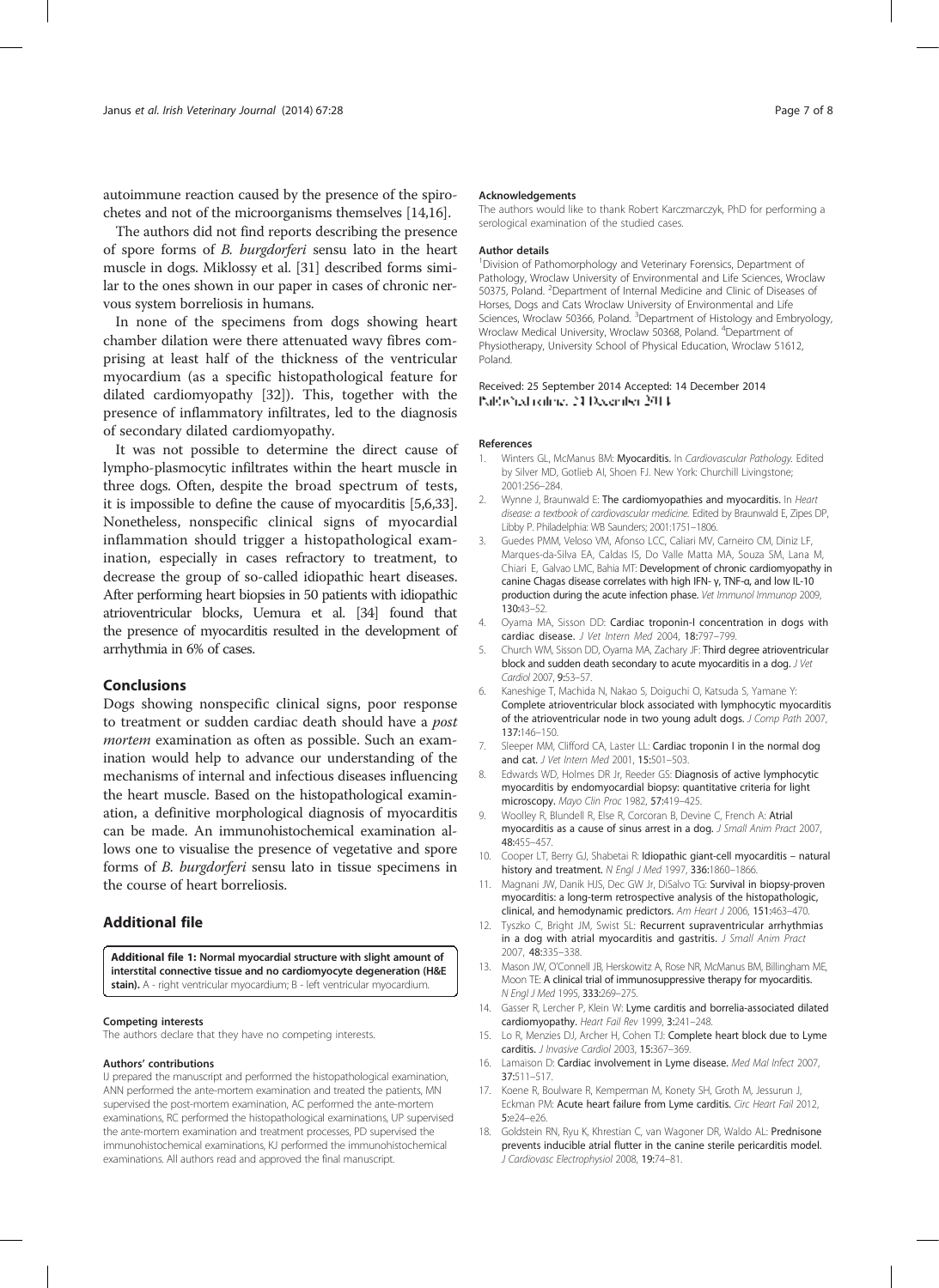autoimmune reaction caused by the presence of the spirochetes and not of the microorganisms themselves [14,16].

The authors did not find reports describing the presence of spore forms of *B. burgdorferi* sensu lato in the heart muscle in dogs. Miklossy et al. [31] described forms similar to the ones shown in our paper in cases of chronic nervous system borreliosis in humans.

In none of the specimens from dogs showing heart chamber dilation were there attenuated wavy fibres comprising at least half of the thickness of the ventricular myocardium (as a specific histopathological feature for dilated cardiomyopathy [32]). This, together with the presence of inflammatory infiltrates, led to the diagnosis of secondary dilated cardiomyopathy.

It was not possible to determine the direct cause of lympho-plasmocytic infiltrates within the heart muscle in three dogs. Often, despite the broad spectrum of tests, it is impossible to define the cause of myocarditis [5,6,33]. Nonetheless, nonspecific clinical signs of myocardial inflammation should trigger a histopathological examination, especially in cases refractory to treatment, to decrease the group of so-called idiopathic heart diseases. After performing heart biopsies in 50 patients with idiopathic atrioventricular blocks, Uemura et al. [34] found that the presence of myocarditis resulted in the development of arrhythmia in 6% of cases.

## Conclusions

Dogs showing nonspecific clinical signs, poor response to treatment or sudden cardiac death should have a *post mortem* examination as often as possible. Such an examination would help to advance our understanding of the mechanisms of internal and infectious diseases influencing the heart muscle. Based on the histopathological examination, a definitive morphological diagnosis of myocarditis can be made. An immunohistochemical examination allows one to visualise the presence of vegetative and spore forms of *B. burgdorferi* sensu lato in tissue specimens in the course of heart borreliosis.

## Additional file

**Additional file 1: Normal myocardial structure with slight amount of interstitial connective tissue and no cardiomyocyte degeneration (H&E stain).** A - right ventricular myocardium; B - left ventricular myocardium.

#### Competing interests

The authors declare that they have no competing interests.

#### Authors' contributions

IJ prepared the manuscript and performed the histopathological examination, ANN performed the ante-mortem examination and treated the patients, MN supervised the post-mortem examination, AC performed the ante-mortem examinations, RC performed the histopathological examinations, UP supervised the ante-mortem examination and treatment processes, PD supervised the immunohistochemical examinations, KJ performed the immunohistochemical examinations. All authors read and approved the final manuscript.

#### Acknowledgements

The authors would like to thank Robert Karczmarczyk, PhD for performing a serological examination of the studied cases.

#### Author details

[1]Division of Pathomorphology and Veterinary Forensics, Department of Pathology, Wroclaw University of Environmental and Life Sciences, Wroclaw 50375, Poland. [2]Department of Internal Medicine and Clinic of Diseases of Horses, Dogs and Cats Wroclaw University of Environmental and Life Sciences, Wroclaw 50366, Poland. [3]Department of Histology and Embryology, Wroclaw Medical University, Wroclaw 50368, Poland. [4]Department of Physiotherapy, University School of Physical Education, Wroclaw 51612, Poland.

Received: 25 September 2014 Accepted: 14 December 2014
Published online: 31 December 2014

#### References

1. Winters GL, McManus BM: **Myocarditis.** In *Cardiovascular Pathology.* Edited by Silver MD, Gotlieb AI, Shoen FJ. New York: Churchill Livingstone; 2001:256–284.
2. Wynne J, Braunwald E: **The cardiomyopathies and myocarditis.** In *Heart disease: a textbook of cardiovascular medicine.* Edited by Braunwald E, Zipes DP, Libby P. Philadelphia: WB Saunders; 2001:1751–1806.
3. Guedes PMM, Veloso VM, Afonso LCC, Caliari MV, Carneiro CM, Diniz LF, Marques-da-Silva EA, Caldas IS, Do Valle Matta MA, Souza SM, Lana M, Chiari E, Galvao LMC, Bahia MT: **Development of chronic cardiomyopathy in canine Chagas disease correlates with high IFN- γ, TNF-α, and low IL-10 production during the acute infection phase.** *Vet Immunol Immunop* 2009, **130:**43–52.
4. Oyama MA, Sisson DD: **Cardiac troponin-I concentration in dogs with cardiac disease.** *J Vet Intern Med* 2004, **18:**797–799.
5. Church WM, Sisson DD, Oyama MA, Zachary JF: **Third degree atrioventricular block and sudden death secondary to acute myocarditis in a dog.** *J Vet Cardiol* 2007, **9:**53–57.
6. Kaneshige T, Machida N, Nakao S, Doiguchi O, Katsuda S, Yamane Y: **Complete atrioventricular block associated with lymphocytic myocarditis of the atrioventricular node in two young adult dogs.** *J Comp Path* 2007, **137:**146–150.
7. Sleeper MM, Clifford CA, Laster LL: **Cardiac troponin I in the normal dog and cat.** *J Vet Intern Med* 2001, **15:**501–503.
8. Edwards WD, Holmes DR Jr, Reeder GS: **Diagnosis of active lymphocytic myocarditis by endomyocardial biopsy: quantitative criteria for light microscopy.** *Mayo Clin Proc* 1982, **57:**419–425.
9. Woolley R, Blundell R, Else R, Corcoran B, Devine C, French A: **Atrial myocarditis as a cause of sinus arrest in a dog.** *J Small Anim Pract* 2007, **48:**455–457.
10. Cooper LT, Berry GJ, Shabetai R: **Idiopathic giant-cell myocarditis – natural history and treatment.** *N Engl J Med* 1997, **336:**1860–1866.
11. Magnani JW, Danik HJS, Dec GW Jr, DiSalvo TG: **Survival in biopsy-proven myocarditis: a long-term retrospective analysis of the histopathologic, clinical, and hemodynamic predictors.** *Am Heart J* 2006, **151:**463–470.
12. Tyszko C, Bright JM, Swist SL: **Recurrent supraventricular arrhythmias in a dog with atrial myocarditis and gastritis.** *J Small Anim Pract* 2007, **48:**335–338.
13. Mason JW, O'Connell JB, Herskowitz A, Rose NR, McManus BM, Billingham ME, Moon TE: **A clinical trial of immunosuppressive therapy for myocarditis.** *N Engl J Med* 1995, **333:**269–275.
14. Gasser R, Lercher P, Klein W: **Lyme carditis and borrelia-associated dilated cardiomyopathy.** *Heart Fail Rev* 1999, **3:**241–248.
15. Lo R, Menzies DJ, Archer H, Cohen TJ: **Complete heart block due to Lyme carditis.** *J Invasive Cardiol* 2003, **15:**367–369.
16. Lamaison D: **Cardiac involvement in Lyme disease.** *Med Mal Infect* 2007, **37:**511–517.
17. Koene R, Boulware R, Kemperman M, Konety SH, Groth M, Jessurun J, Eckman PM: **Acute heart failure from Lyme carditis.** *Circ Heart Fail* 2012, **5:**e24–e26.
18. Goldstein RN, Ryu K, Khrestian C, van Wagoner DR, Waldo AL: **Prednisone prevents inducible atrial flutter in the canine sterile pericarditis model.** *J Cardiovasc Electrophysiol* 2008, **19:**74–81.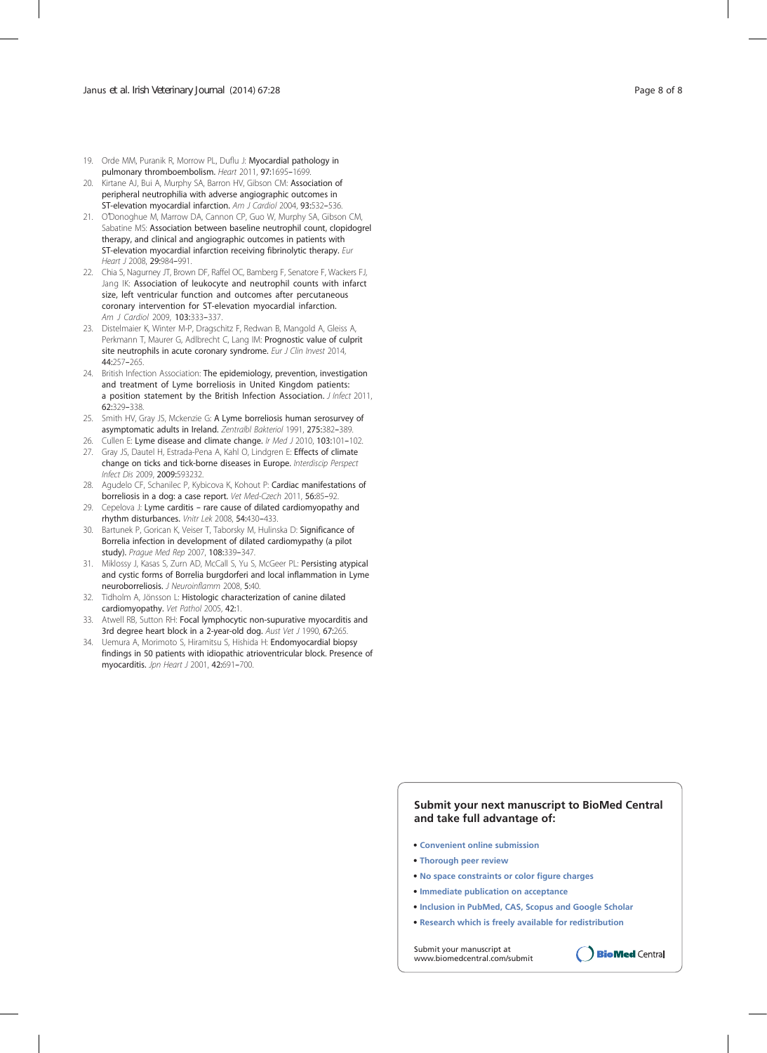19. Orde MM, Puranik R, Morrow PL, Duflu J: **Myocardial pathology in pulmonary thromboembolism.** *Heart* 2011, **97:**1695–1699.
20. Kirtane AJ, Bui A, Murphy SA, Barron HV, Gibson CM: **Association of peripheral neutrophilia with adverse angiographic outcomes in ST-elevation myocardial infarction.** *Am J Cardiol* 2004, **93:**532–536.
21. O'Donoghue M, Marrow DA, Cannon CP, Guo W, Murphy SA, Gibson CM, Sabatine MS: **Association between baseline neutrophil count, clopidogrel therapy, and clinical and angiographic outcomes in patients with ST-elevation myocardial infarction receiving fibrinolytic therapy.** *Eur Heart J* 2008, **29:**984–991.
22. Chia S, Nagurney JT, Brown DF, Raffel OC, Bamberg F, Senatore F, Wackers FJ, Jang IK: **Association of leukocyte and neutrophil counts with infarct size, left ventricular function and outcomes after percutaneous coronary intervention for ST-elevation myocardial infarction.** *Am J Cardiol* 2009, **103:**333–337.
23. Distelmaier K, Winter M-P, Dragschitz F, Redwan B, Mangold A, Gleiss A, Perkmann T, Maurer G, Adlbrecht C, Lang IM: **Prognostic value of culprit site neutrophils in acute coronary syndrome.** *Eur J Clin Invest* 2014, **44:**257–265.
24. British Infection Association: **The epidemiology, prevention, investigation and treatment of Lyme borreliosis in United Kingdom patients: a position statement by the British Infection Association.** *J Infect* 2011, **62:**329–338.
25. Smith HV, Gray JS, Mckenzie G: **A Lyme borreliosis human serosurvey of asymptomatic adults in Ireland.** *Zentralbl Bakteriol* 1991, **275:**382–389.
26. Cullen E: **Lyme disease and climate change.** *Ir Med J* 2010, **103:**101–102.
27. Gray JS, Dautel H, Estrada-Pena A, Kahl O, Lindgren E: **Effects of climate change on ticks and tick-borne diseases in Europe.** *Interdiscip Perspect Infect Dis* 2009, **2009:**593232.
28. Agudelo CF, Schanilec P, Kybicova K, Kohout P: **Cardiac manifestations of borreliosis in a dog: a case report.** *Vet Med-Czech* 2011, **56:**85–92.
29. Cepelova J: **Lyme carditis – rare cause of dilated cardiomyopathy and rhythm disturbances.** *Vnitr Lek* 2008, **54:**430–433.
30. Bartunek P, Gorican K, Veiser T, Taborsky M, Hulinska D: **Significance of Borrelia infection in development of dilated cardiomypathy (a pilot study).** *Prague Med Rep* 2007, **108:**339–347.
31. Miklossy J, Kasas S, Zurn AD, McCall S, Yu S, McGeer PL: **Persisting atypical and cystic forms of Borrelia burgdorferi and local inflammation in Lyme neuroborreliosis.** *J Neuroinflamm* 2008, **5:**40.
32. Tidholm A, Jönsson L: **Histologic characterization of canine dilated cardiomyopathy.** *Vet Pathol* 2005, **42:**1.
33. Atwell RB, Sutton RH: **Focal lymphocytic non-supurative myocarditis and 3rd degree heart block in a 2-year-old dog.** *Aust Vet J* 1990, **67:**265.
34. Uemura A, Morimoto S, Hiramitsu S, Hishida H: **Endomyocardial biopsy findings in 50 patients with idiopathic atrioventricular block. Presence of myocarditis.** *Jpn Heart J* 2001, **42:**691–700.

**Submit your next manuscript to BioMed Central and take full advantage of:**

- **Convenient online submission**
- **Thorough peer review**
- **No space constraints or color figure charges**
- **Immediate publication on acceptance**
- **Inclusion in PubMed, CAS, Scopus and Google Scholar**
- **Research which is freely available for redistribution**

Submit your manuscript at
www.biomedcentral.com/submit

BioMed Central